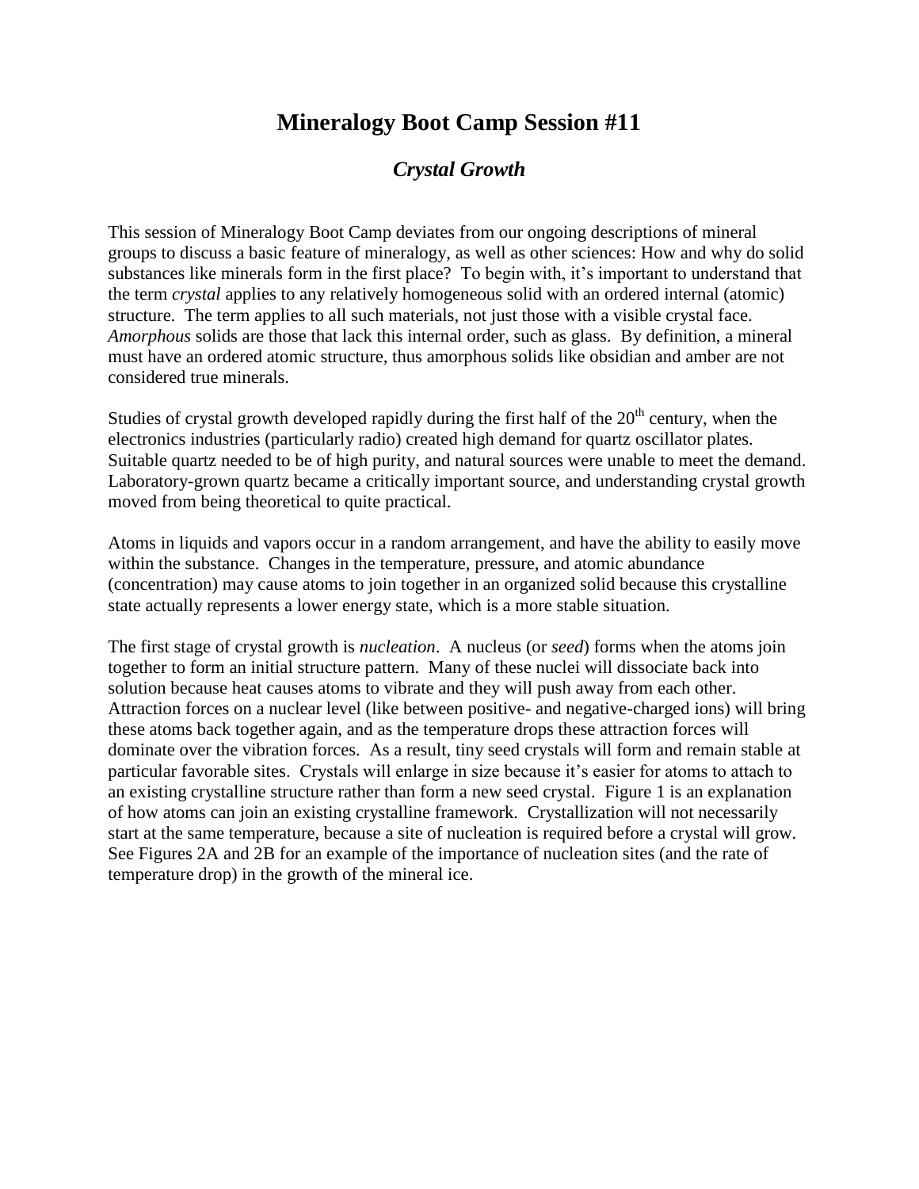# Mineralogy Boot Camp Session #11

## *Crystal Growth*

This session of Mineralogy Boot Camp deviates from our ongoing descriptions of mineral groups to discuss a basic feature of mineralogy, as well as other sciences: How and why do solid substances like minerals form in the first place? To begin with, it's important to understand that the term *crystal* applies to any relatively homogeneous solid with an ordered internal (atomic) structure. The term applies to all such materials, not just those with a visible crystal face. *Amorphous* solids are those that lack this internal order, such as glass. By definition, a mineral must have an ordered atomic structure, thus amorphous solids like obsidian and amber are not considered true minerals.

Studies of crystal growth developed rapidly during the first half of the 20$^{th}$ century, when the electronics industries (particularly radio) created high demand for quartz oscillator plates. Suitable quartz needed to be of high purity, and natural sources were unable to meet the demand. Laboratory-grown quartz became a critically important source, and understanding crystal growth moved from being theoretical to quite practical.

Atoms in liquids and vapors occur in a random arrangement, and have the ability to easily move within the substance. Changes in the temperature, pressure, and atomic abundance (concentration) may cause atoms to join together in an organized solid because this crystalline state actually represents a lower energy state, which is a more stable situation.

The first stage of crystal growth is *nucleation*. A nucleus (or *seed*) forms when the atoms join together to form an initial structure pattern. Many of these nuclei will dissociate back into solution because heat causes atoms to vibrate and they will push away from each other. Attraction forces on a nuclear level (like between positive- and negative-charged ions) will bring these atoms back together again, and as the temperature drops these attraction forces will dominate over the vibration forces. As a result, tiny seed crystals will form and remain stable at particular favorable sites. Crystals will enlarge in size because it's easier for atoms to attach to an existing crystalline structure rather than form a new seed crystal. Figure 1 is an explanation of how atoms can join an existing crystalline framework. Crystallization will not necessarily start at the same temperature, because a site of nucleation is required before a crystal will grow. See Figures 2A and 2B for an example of the importance of nucleation sites (and the rate of temperature drop) in the growth of the mineral ice.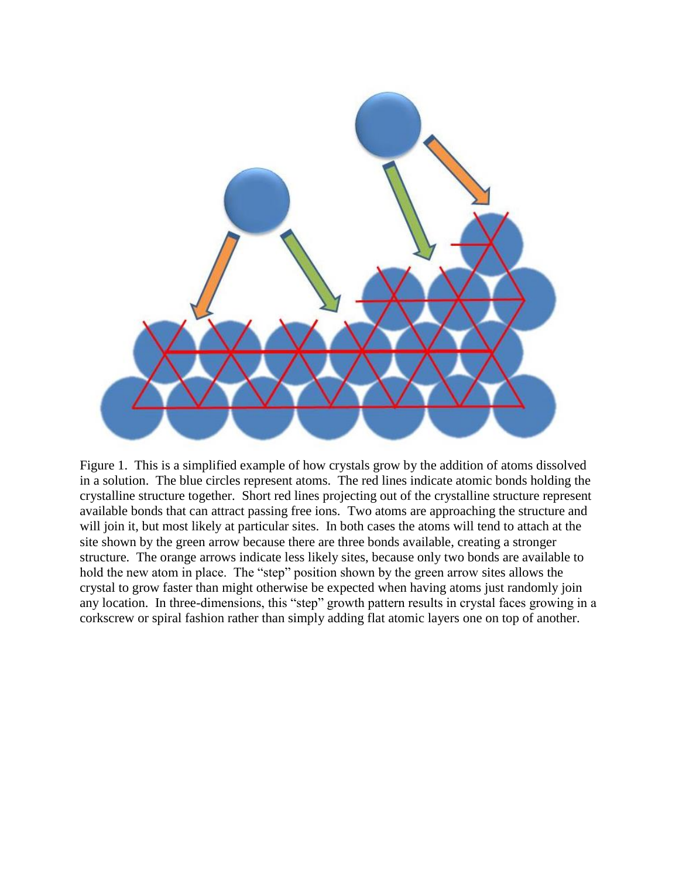Figure 1. This is a simplified example of how crystals grow by the addition of atoms dissolved in a solution. The blue circles represent atoms. The red lines indicate atomic bonds holding the crystalline structure together. Short red lines projecting out of the crystalline structure represent available bonds that can attract passing free ions. Two atoms are approaching the structure and will join it, but most likely at particular sites. In both cases the atoms will tend to attach at the site shown by the green arrow because there are three bonds available, creating a stronger structure. The orange arrows indicate less likely sites, because only two bonds are available to hold the new atom in place. The "step" position shown by the green arrow sites allows the crystal to grow faster than might otherwise be expected when having atoms just randomly join any location. In three-dimensions, this "step" growth pattern results in crystal faces growing in a corkscrew or spiral fashion rather than simply adding flat atomic layers one on top of another.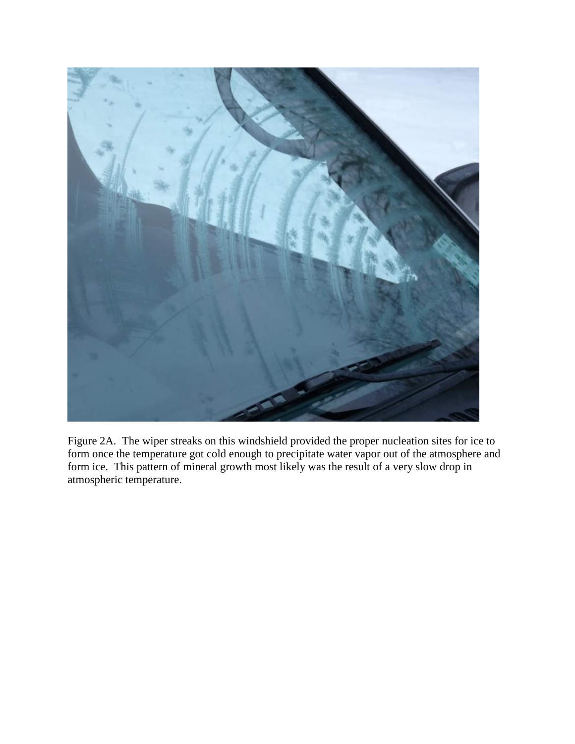Figure 2A. The wiper streaks on this windshield provided the proper nucleation sites for ice to form once the temperature got cold enough to precipitate water vapor out of the atmosphere and form ice. This pattern of mineral growth most likely was the result of a very slow drop in atmospheric temperature.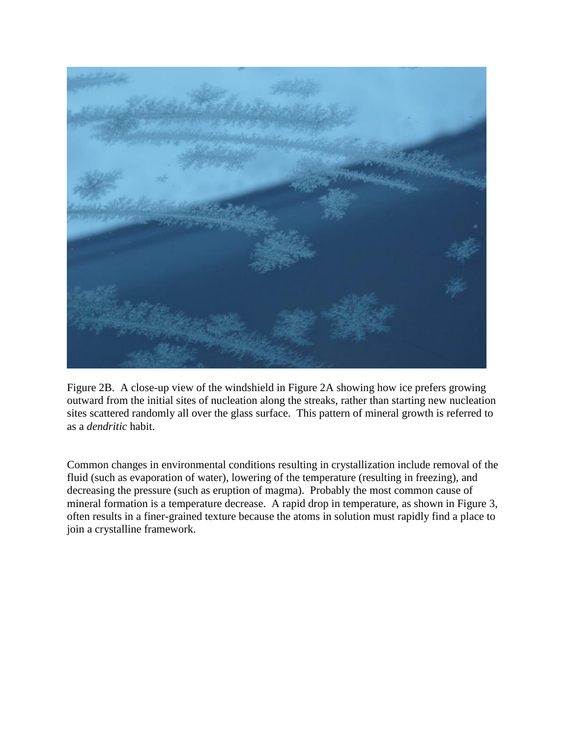Figure 2B. A close-up view of the windshield in Figure 2A showing how ice prefers growing outward from the initial sites of nucleation along the streaks, rather than starting new nucleation sites scattered randomly all over the glass surface. This pattern of mineral growth is referred to as a *dendritic* habit.

Common changes in environmental conditions resulting in crystallization include removal of the fluid (such as evaporation of water), lowering of the temperature (resulting in freezing), and decreasing the pressure (such as eruption of magma). Probably the most common cause of mineral formation is a temperature decrease. A rapid drop in temperature, as shown in Figure 3, often results in a finer-grained texture because the atoms in solution must rapidly find a place to join a crystalline framework.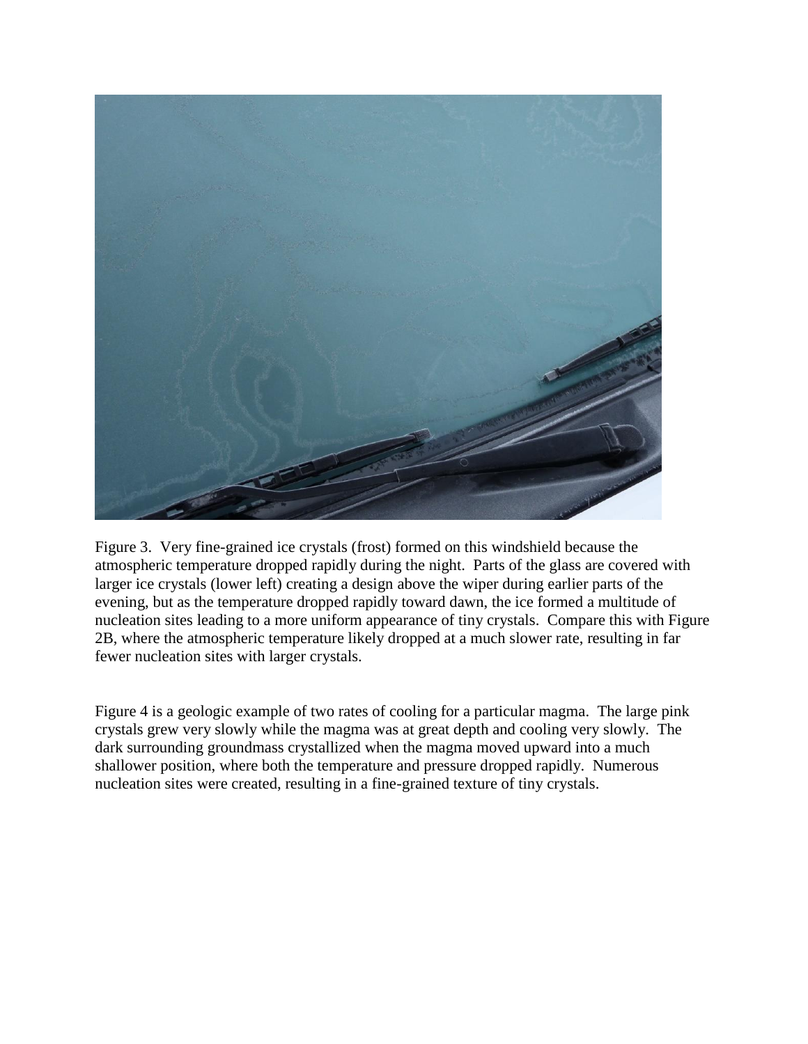Figure 3. Very fine-grained ice crystals (frost) formed on this windshield because the atmospheric temperature dropped rapidly during the night. Parts of the glass are covered with larger ice crystals (lower left) creating a design above the wiper during earlier parts of the evening, but as the temperature dropped rapidly toward dawn, the ice formed a multitude of nucleation sites leading to a more uniform appearance of tiny crystals. Compare this with Figure 2B, where the atmospheric temperature likely dropped at a much slower rate, resulting in far fewer nucleation sites with larger crystals.

Figure 4 is a geologic example of two rates of cooling for a particular magma. The large pink crystals grew very slowly while the magma was at great depth and cooling very slowly. The dark surrounding groundmass crystallized when the magma moved upward into a much shallower position, where both the temperature and pressure dropped rapidly. Numerous nucleation sites were created, resulting in a fine-grained texture of tiny crystals.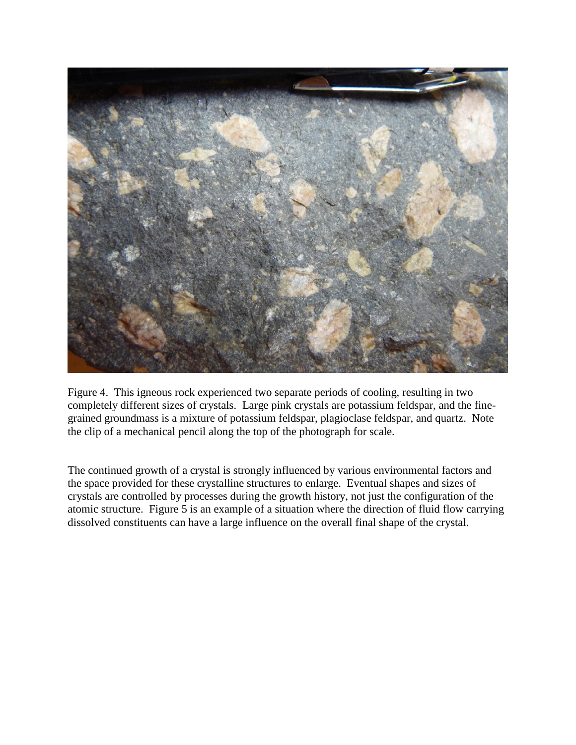Figure 4. This igneous rock experienced two separate periods of cooling, resulting in two completely different sizes of crystals. Large pink crystals are potassium feldspar, and the fine-grained groundmass is a mixture of potassium feldspar, plagioclase feldspar, and quartz. Note the clip of a mechanical pencil along the top of the photograph for scale.

The continued growth of a crystal is strongly influenced by various environmental factors and the space provided for these crystalline structures to enlarge. Eventual shapes and sizes of crystals are controlled by processes during the growth history, not just the configuration of the atomic structure. Figure 5 is an example of a situation where the direction of fluid flow carrying dissolved constituents can have a large influence on the overall final shape of the crystal.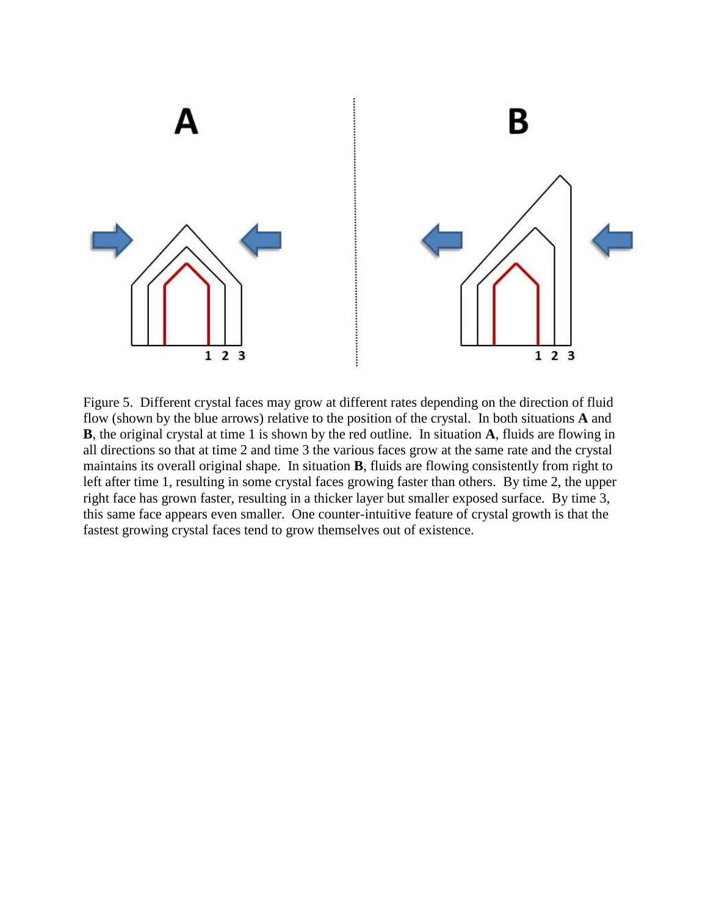A

B

1 2 3

1 2 3

Figure 5. Different crystal faces may grow at different rates depending on the direction of fluid flow (shown by the blue arrows) relative to the position of the crystal. In both situations **A** and **B**, the original crystal at time 1 is shown by the red outline. In situation **A**, fluids are flowing in all directions so that at time 2 and time 3 the various faces grow at the same rate and the crystal maintains its overall original shape. In situation **B**, fluids are flowing consistently from right to left after time 1, resulting in some crystal faces growing faster than others. By time 2, the upper right face has grown faster, resulting in a thicker layer but smaller exposed surface. By time 3, this same face appears even smaller. One counter-intuitive feature of crystal growth is that the fastest growing crystal faces tend to grow themselves out of existence.